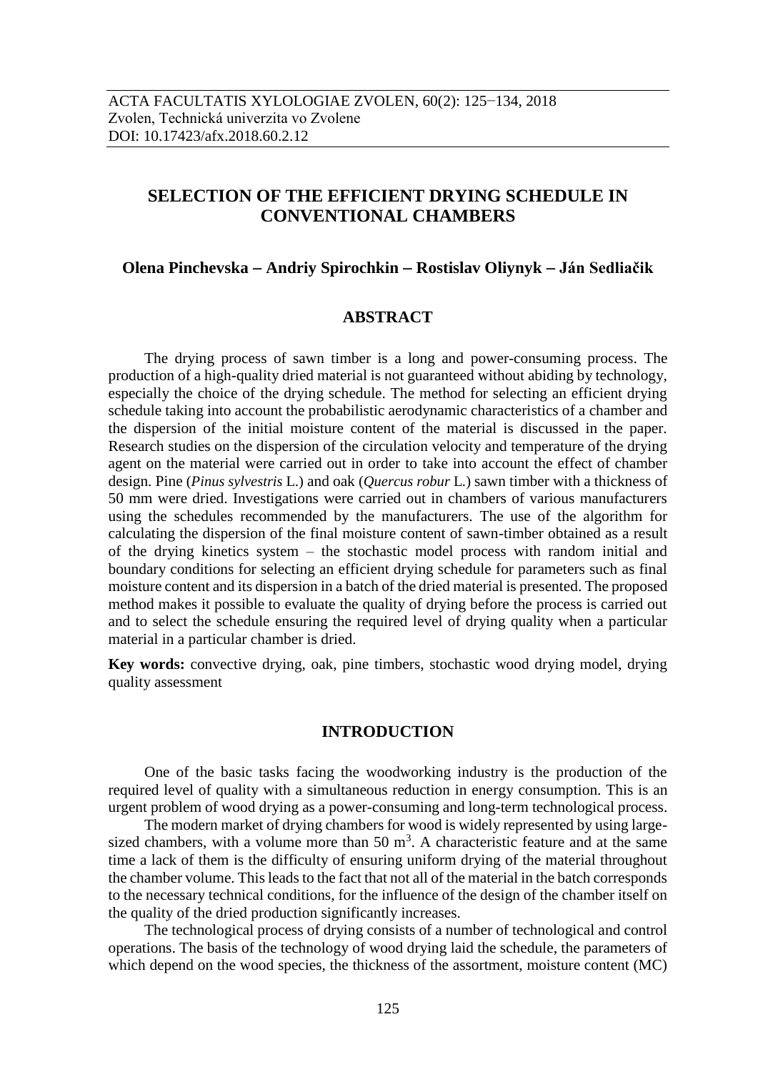# SELECTION OF THE EFFICIENT DRYING SCHEDULE IN CONVENTIONAL CHAMBERS

**Olena Pinchevska – Andriy Spirochkin – Rostislav Oliynyk – Ján Sedliačik**

## ABSTRACT

The drying process of sawn timber is a long and power-consuming process. The production of a high-quality dried material is not guaranteed without abiding by technology, especially the choice of the drying schedule. The method for selecting an efficient drying schedule taking into account the probabilistic aerodynamic characteristics of a chamber and the dispersion of the initial moisture content of the material is discussed in the paper. Research studies on the dispersion of the circulation velocity and temperature of the drying agent on the material were carried out in order to take into account the effect of chamber design. Pine (*Pinus sylvestris* L.) and oak (*Quercus robur* L.) sawn timber with a thickness of 50 mm were dried. Investigations were carried out in chambers of various manufacturers using the schedules recommended by the manufacturers. The use of the algorithm for calculating the dispersion of the final moisture content of sawn-timber obtained as a result of the drying kinetics system – the stochastic model process with random initial and boundary conditions for selecting an efficient drying schedule for parameters such as final moisture content and its dispersion in a batch of the dried material is presented. The proposed method makes it possible to evaluate the quality of drying before the process is carried out and to select the schedule ensuring the required level of drying quality when a particular material in a particular chamber is dried.

**Key words:** convective drying, oak, pine timbers, stochastic wood drying model, drying quality assessment

## INTRODUCTION

One of the basic tasks facing the woodworking industry is the production of the required level of quality with a simultaneous reduction in energy consumption. This is an urgent problem of wood drying as a power-consuming and long-term technological process.

The modern market of drying chambers for wood is widely represented by using large-sized chambers, with a volume more than 50 m$^3$. A characteristic feature and at the same time a lack of them is the difficulty of ensuring uniform drying of the material throughout the chamber volume. This leads to the fact that not all of the material in the batch corresponds to the necessary technical conditions, for the influence of the design of the chamber itself on the quality of the dried production significantly increases.

The technological process of drying consists of a number of technological and control operations. The basis of the technology of wood drying laid the schedule, the parameters of which depend on the wood species, the thickness of the assortment, moisture content (MC)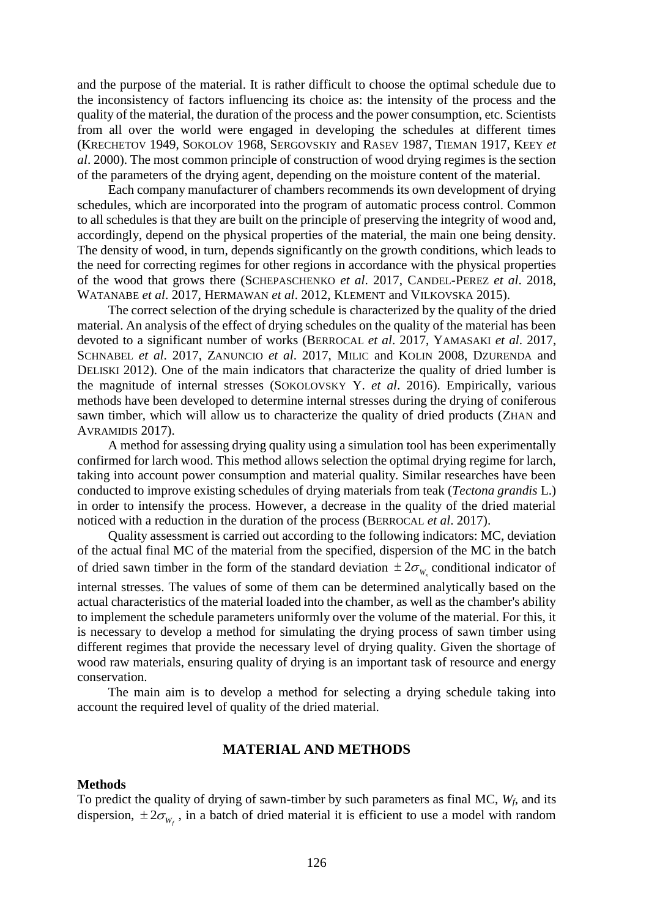and the purpose of the material. It is rather difficult to choose the optimal schedule due to the inconsistency of factors influencing its choice as: the intensity of the process and the quality of the material, the duration of the process and the power consumption, etc. Scientists from all over the world were engaged in developing the schedules at different times (KRECHETOV 1949, SOKOLOV 1968, SERGOVSKIY and RASEV 1987, TIEMAN 1917, KEEY *et al*. 2000). The most common principle of construction of wood drying regimes is the section of the parameters of the drying agent, depending on the moisture content of the material.

Each company manufacturer of chambers recommends its own development of drying schedules, which are incorporated into the program of automatic process control. Common to all schedules is that they are built on the principle of preserving the integrity of wood and, accordingly, depend on the physical properties of the material, the main one being density. The density of wood, in turn, depends significantly on the growth conditions, which leads to the need for correcting regimes for other regions in accordance with the physical properties of the wood that grows there (SCHEPASCHENKO *et al*. 2017, CANDEL-PEREZ *et al*. 2018, WATANABE *et al*. 2017, HERMAWAN *et al*. 2012, KLEMENT and VILKOVSKA 2015).

The correct selection of the drying schedule is characterized by the quality of the dried material. An analysis of the effect of drying schedules on the quality of the material has been devoted to a significant number of works (BERROCAL *et al*. 2017, YAMASAKI *et al*. 2017, SCHNABEL *et al*. 2017, ZANUNCIO *et al*. 2017, MILIC and KOLIN 2008, DZURENDA and DELISKI 2012). One of the main indicators that characterize the quality of dried lumber is the magnitude of internal stresses (SOKOLOVSKY Y. *et al*. 2016). Empirically, various methods have been developed to determine internal stresses during the drying of coniferous sawn timber, which will allow us to characterize the quality of dried products (ZHAN and AVRAMIDIS 2017).

A method for assessing drying quality using a simulation tool has been experimentally confirmed for larch wood. This method allows selection the optimal drying regime for larch, taking into account power consumption and material quality. Similar researches have been conducted to improve existing schedules of drying materials from teak (*Tectona grandis* L.) in order to intensify the process. However, a decrease in the quality of the dried material noticed with a reduction in the duration of the process (BERROCAL *et al*. 2017).

Quality assessment is carried out according to the following indicators: MC, deviation of the actual final MC of the material from the specified, dispersion of the MC in the batch of dried sawn timber in the form of the standard deviation $\pm 2\sigma_{W_k}$ conditional indicator of internal stresses. The values of some of them can be determined analytically based on the actual characteristics of the material loaded into the chamber, as well as the chamber's ability to implement the schedule parameters uniformly over the volume of the material. For this, it is necessary to develop a method for simulating the drying process of sawn timber using different regimes that provide the necessary level of drying quality. Given the shortage of wood raw materials, ensuring quality of drying is an important task of resource and energy conservation.

The main aim is to develop a method for selecting a drying schedule taking into account the required level of quality of the dried material.

## MATERIAL AND METHODS

### Methods

To predict the quality of drying of sawn-timber by such parameters as final MC, $W_f$, and its dispersion, $\pm 2\sigma_{W_f}$, in a batch of dried material it is efficient to use a model with random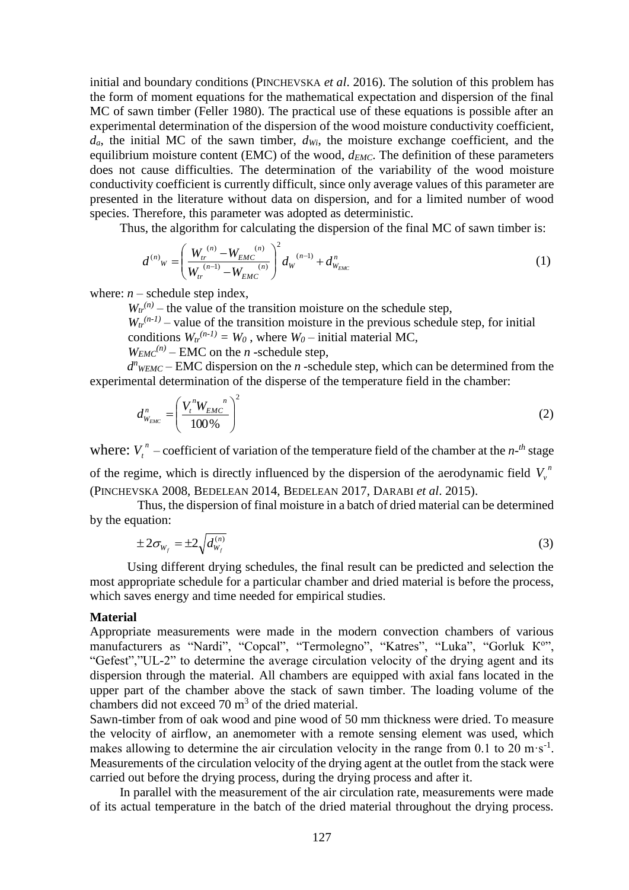initial and boundary conditions (PINCHEVSKA *et al*. 2016). The solution of this problem has the form of moment equations for the mathematical expectation and dispersion of the final MC of sawn timber (Feller 1980). The practical use of these equations is possible after an experimental determination of the dispersion of the wood moisture conductivity coefficient, $d_a$, the initial MC of the sawn timber, $d_{Wi}$, the moisture exchange coefficient, and the equilibrium moisture content (EMC) of the wood, $d_{EMC}$. The definition of these parameters does not cause difficulties. The determination of the variability of the wood moisture conductivity coefficient is currently difficult, since only average values of this parameter are presented in the literature without data on dispersion, and for a limited number of wood species. Therefore, this parameter was adopted as deterministic.

Thus, the algorithm for calculating the dispersion of the final MC of sawn timber is:

$$d^{(n)}{}_W = \left( \frac{W_{tr}{}^{(n)} - W_{EMC}{}^{(n)}}{W_{tr}{}^{(n-1)} - W_{EMC}{}^{(n)}} \right)^2 d_W{}^{(n-1)} + d^n_{W_{EMC}} \tag{1}$$

where: $n$ – schedule step index,

$W_{tr}^{(n)}$ – the value of the transition moisture on the schedule step,

$W_{tr}^{(n-1)}$ – value of the transition moisture in the previous schedule step, for initial conditions $W_{tr}^{(n-1)} = W_0$ , where $W_0$ – initial material MC,

$W_{EMC}^{(n)}$ – EMC on the $n$ -schedule step,

$d^n_{WEMC}$ – EMC dispersion on the $n$ -schedule step, which can be determined from the experimental determination of the disperse of the temperature field in the chamber:

$$d^n_{W_{EMC}} = \left( \frac{V_t{}^n W_{EMC}{}^n}{100\%} \right)^2 \tag{2}$$

where: $V_t{}^n$ – coefficient of variation of the temperature field of the chamber at the $n$-$^{th}$ stage of the regime, which is directly influenced by the dispersion of the aerodynamic field $V_v{}^n$ (PINCHEVSKA 2008, BEDELEAN 2014, BEDELEAN 2017, DARABI *et al*. 2015).

Thus, the dispersion of final moisture in a batch of dried material can be determined by the equation:

$$\pm 2\sigma_{W_f} = \pm 2\sqrt{d^{(n)}_{W_f}} \tag{3}$$

Using different drying schedules, the final result can be predicted and selection the most appropriate schedule for a particular chamber and dried material is before the process, which saves energy and time needed for empirical studies.

**Material**

Appropriate measurements were made in the modern convection chambers of various manufacturers as "Nardi", "Copcal", "Termolegno", "Katres", "Luka", "Gorluk K°", "Gefest","UL-2" to determine the average circulation velocity of the drying agent and its dispersion through the material. All chambers are equipped with axial fans located in the upper part of the chamber above the stack of sawn timber. The loading volume of the chambers did not exceed 70 $m^3$ of the dried material.

Sawn-timber from of oak wood and pine wood of 50 mm thickness were dried. To measure the velocity of airflow, an anemometer with a remote sensing element was used, which makes allowing to determine the air circulation velocity in the range from 0.1 to 20 $m \cdot s^{-1}$. Measurements of the circulation velocity of the drying agent at the outlet from the stack were carried out before the drying process, during the drying process and after it.

In parallel with the measurement of the air circulation rate, measurements were made of its actual temperature in the batch of the dried material throughout the drying process.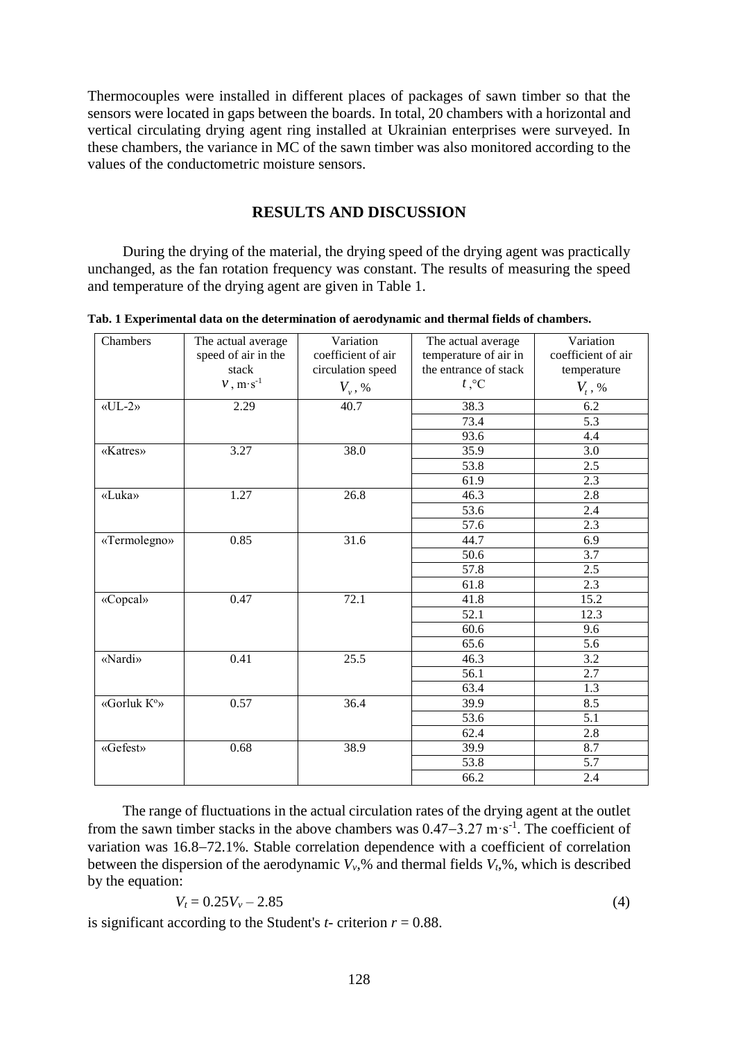Thermocouples were installed in different places of packages of sawn timber so that the sensors were located in gaps between the boards. In total, 20 chambers with a horizontal and vertical circulating drying agent ring installed at Ukrainian enterprises were surveyed. In these chambers, the variance in MC of the sawn timber was also monitored according to the values of the conductometric moisture sensors.

## RESULTS AND DISCUSSION

During the drying of the material, the drying speed of the drying agent was practically unchanged, as the fan rotation frequency was constant. The results of measuring the speed and temperature of the drying agent are given in Table 1.

**Tab. 1 Experimental data on the determination of aerodynamic and thermal fields of chambers.**

| Chambers | The actual average speed of air in the stack $v$, m·s$^{-1}$ | Variation coefficient of air circulation speed $V_v$, % | The actual average temperature of air in the entrance of stack $t$,°C | Variation coefficient of air temperature $V_t$, % |
|---|---|---|---|---|
| «UL-2» | 2.29 | 40.7 | 38.3 | 6.2 |
| | | | 73.4 | 5.3 |
| | | | 93.6 | 4.4 |
| «Katres» | 3.27 | 38.0 | 35.9 | 3.0 |
| | | | 53.8 | 2.5 |
| | | | 61.9 | 2.3 |
| «Luka» | 1.27 | 26.8 | 46.3 | 2.8 |
| | | | 53.6 | 2.4 |
| | | | 57.6 | 2.3 |
| «Termolegno» | 0.85 | 31.6 | 44.7 | 6.9 |
| | | | 50.6 | 3.7 |
| | | | 57.8 | 2.5 |
| | | | 61.8 | 2.3 |
| «Copcal» | 0.47 | 72.1 | 41.8 | 15.2 |
| | | | 52.1 | 12.3 |
| | | | 60.6 | 9.6 |
| | | | 65.6 | 5.6 |
| «Nardi» | 0.41 | 25.5 | 46.3 | 3.2 |
| | | | 56.1 | 2.7 |
| | | | 63.4 | 1.3 |
| «Gorluk K°» | 0.57 | 36.4 | 39.9 | 8.5 |
| | | | 53.6 | 5.1 |
| | | | 62.4 | 2.8 |
| «Gefest» | 0.68 | 38.9 | 39.9 | 8.7 |
| | | | 53.8 | 5.7 |
| | | | 66.2 | 2.4 |

The range of fluctuations in the actual circulation rates of the drying agent at the outlet from the sawn timber stacks in the above chambers was 0.47–3.27 m·s$^{-1}$. The coefficient of variation was 16.8–72.1%. Stable correlation dependence with a coefficient of correlation between the dispersion of the aerodynamic $V_v$,% and thermal fields $V_t$,%, which is described by the equation:

$$V_t = 0.25V_v - 2.85 \tag{4}$$

is significant according to the Student's $t$- criterion $r = 0.88$.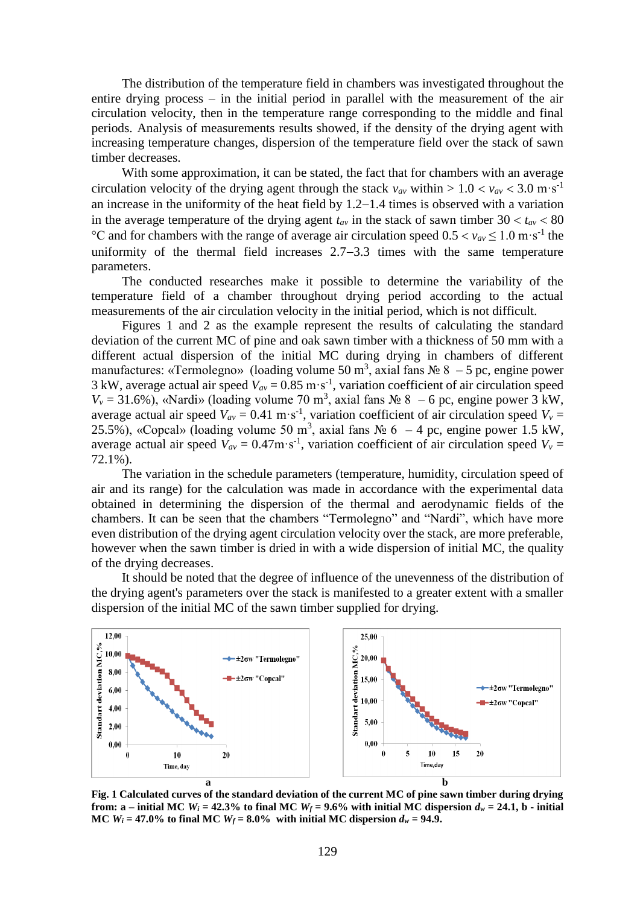The distribution of the temperature field in chambers was investigated throughout the entire drying process – in the initial period in parallel with the measurement of the air circulation velocity, then in the temperature range corresponding to the middle and final periods. Analysis of measurements results showed, if the density of the drying agent with increasing temperature changes, dispersion of the temperature field over the stack of sawn timber decreases.

With some approximation, it can be stated, the fact that for chambers with an average circulation velocity of the drying agent through the stack $v_{av}$ within $> 1.0 < v_{av} < 3.0$ m·s$^{-1}$ an increase in the uniformity of the heat field by 1.2–1.4 times is observed with a variation in the average temperature of the drying agent $t_{av}$ in the stack of sawn timber $30 < t_{av} < 80$ °C and for chambers with the range of average air circulation speed $0.5 < v_{av} \leq 1.0$ m·s$^{-1}$ the uniformity of the thermal field increases 2.7–3.3 times with the same temperature parameters.

The conducted researches make it possible to determine the variability of the temperature field of a chamber throughout drying period according to the actual measurements of the air circulation velocity in the initial period, which is not difficult.

Figures 1 and 2 as the example represent the results of calculating the standard deviation of the current MC of pine and oak sawn timber with a thickness of 50 mm with a different actual dispersion of the initial MC during drying in chambers of different manufactures: «Termolegno» (loading volume 50 m$^3$, axial fans № 8 – 5 pc, engine power 3 kW, average actual air speed $V_{av}$ = 0.85 m·s$^{-1}$, variation coefficient of air circulation speed $V_v$ = 31.6%), «Nardi» (loading volume 70 m$^3$, axial fans № 8 – 6 pc, engine power 3 kW, average actual air speed $V_{av}$ = 0.41 m·s$^{-1}$, variation coefficient of air circulation speed $V_v$ = 25.5%), «Copcal» (loading volume 50 m$^3$, axial fans № 6 – 4 pc, engine power 1.5 kW, average actual air speed $V_{av}$ = 0.47m·s$^{-1}$, variation coefficient of air circulation speed $V_v$ = 72.1%).

The variation in the schedule parameters (temperature, humidity, circulation speed of air and its range) for the calculation was made in accordance with the experimental data obtained in determining the dispersion of the thermal and aerodynamic fields of the chambers. It can be seen that the chambers "Termolegno" and "Nardi", which have more even distribution of the drying agent circulation velocity over the stack, are more preferable, however when the sawn timber is dried in with a wide dispersion of initial MC, the quality of the drying decreases.

It should be noted that the degree of influence of the unevenness of the distribution of the drying agent's parameters over the stack is manifested to a greater extent with a smaller dispersion of the initial MC of the sawn timber supplied for drying.

**Fig. 1 Calculated curves of the standard deviation of the current MC of pine sawn timber during drying from: a – initial MC $W_i$ = 42.3% to final MC $W_f$ = 9.6% with initial MC dispersion $d_w$ = 24.1, b - initial MC $W_i$ = 47.0% to final MC $W_f$ = 8.0% with initial MC dispersion $d_w$ = 94.9.**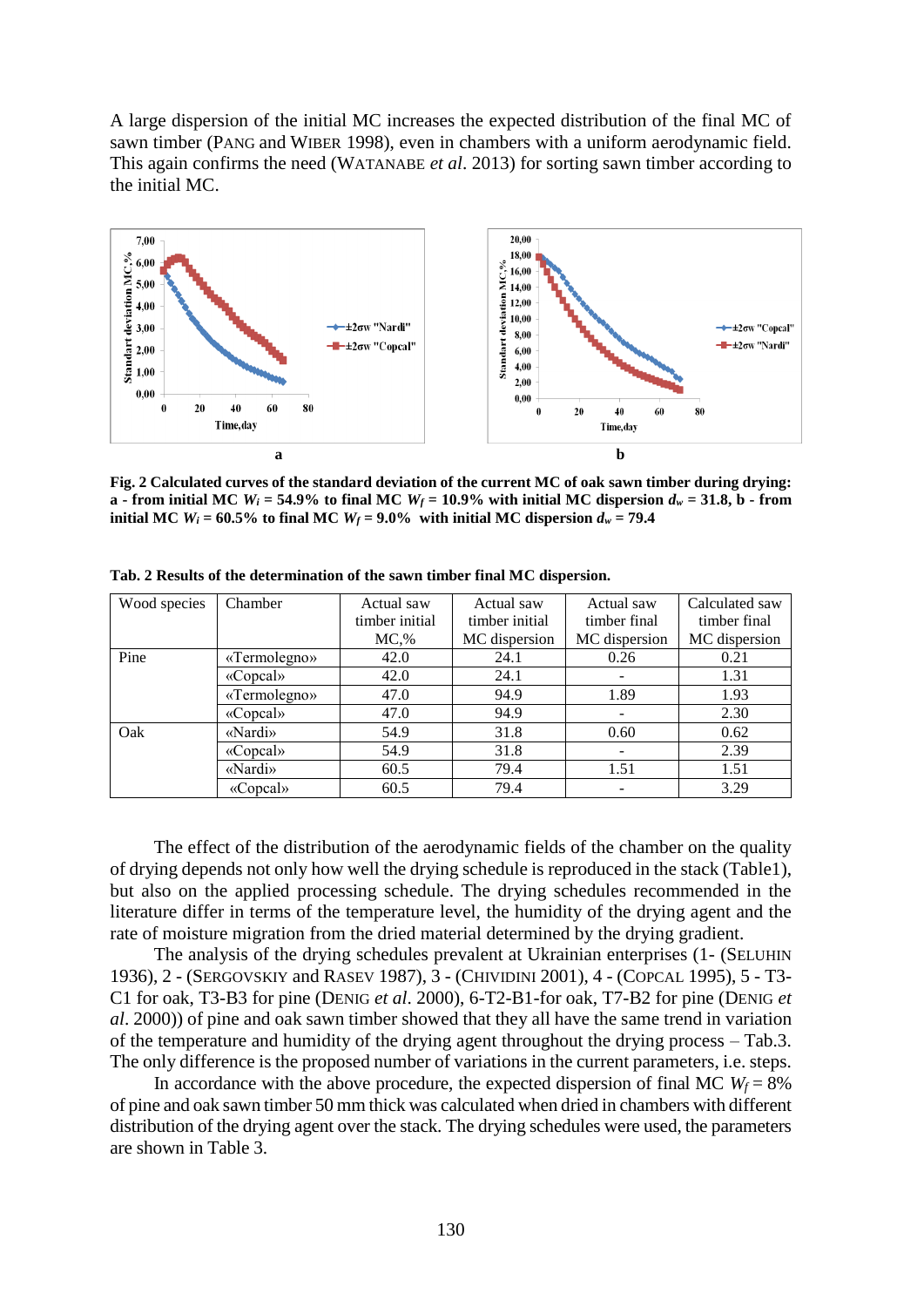A large dispersion of the initial MC increases the expected distribution of the final MC of sawn timber (PANG and WIBER 1998), even in chambers with a uniform aerodynamic field. This again confirms the need (WATANABE *et al.* 2013) for sorting sawn timber according to the initial MC.

**Fig. 2 Calculated curves of the standard deviation of the current MC of oak sawn timber during drying: a - from initial MC $W_i$ = 54.9% to final MC $W_f$ = 10.9% with initial MC dispersion $d_w$ = 31.8, b - from initial MC $W_i$ = 60.5% to final MC $W_f$ = 9.0% with initial MC dispersion $d_w$ = 79.4**

**Tab. 2 Results of the determination of the sawn timber final MC dispersion.**

| Wood species | Chamber | Actual saw timber initial MC,% | Actual saw timber initial MC dispersion | Actual saw timber final MC dispersion | Calculated saw timber final MC dispersion |
|---|---|---|---|---|---|
| Pine | «Termolegno» | 42.0 | 24.1 | 0.26 | 0.21 |
| | «Copcal» | 42.0 | 24.1 | - | 1.31 |
| | «Termolegno» | 47.0 | 94.9 | 1.89 | 1.93 |
| | «Copcal» | 47.0 | 94.9 | - | 2.30 |
| Oak | «Nardi» | 54.9 | 31.8 | 0.60 | 0.62 |
| | «Copcal» | 54.9 | 31.8 | - | 2.39 |
| | «Nardi» | 60.5 | 79.4 | 1.51 | 1.51 |
| | «Copcal» | 60.5 | 79.4 | - | 3.29 |

The effect of the distribution of the aerodynamic fields of the chamber on the quality of drying depends not only how well the drying schedule is reproduced in the stack (Table1), but also on the applied processing schedule. The drying schedules recommended in the literature differ in terms of the temperature level, the humidity of the drying agent and the rate of moisture migration from the dried material determined by the drying gradient.

The analysis of the drying schedules prevalent at Ukrainian enterprises (1- (SELUHIN 1936), 2 - (SERGOVSKIY and RASEV 1987), 3 - (CHIVIDINI 2001), 4 - (COPCAL 1995), 5 - T3-C1 for oak, T3-B3 for pine (DENIG *et al*. 2000), 6-T2-B1-for oak, T7-B2 for pine (DENIG *et al*. 2000)) of pine and oak sawn timber showed that they all have the same trend in variation of the temperature and humidity of the drying agent throughout the drying process – Tab.3. The only difference is the proposed number of variations in the current parameters, i.e. steps.

In accordance with the above procedure, the expected dispersion of final MC $W_f$ = 8% of pine and oak sawn timber 50 mm thick was calculated when dried in chambers with different distribution of the drying agent over the stack. The drying schedules were used, the parameters are shown in Table 3.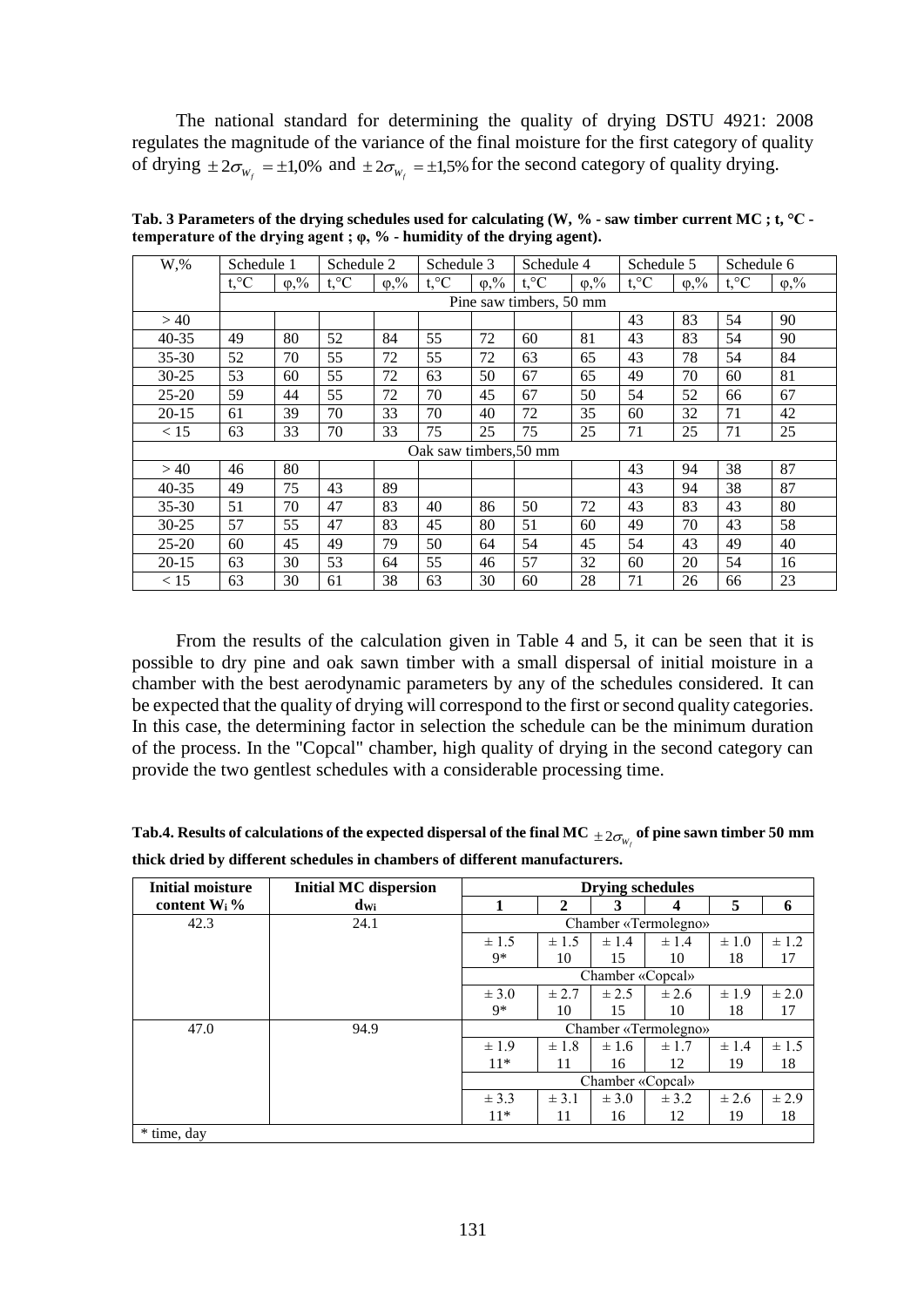The national standard for determining the quality of drying DSTU 4921: 2008 regulates the magnitude of the variance of the final moisture for the first category of quality of drying $\pm 2\sigma_{W_f} = \pm 1{,}0\%$ and $\pm 2\sigma_{W_f} = \pm 1{,}5\%$ for the second category of quality drying.

**Tab. 3 Parameters of the drying schedules used for calculating (W, % - saw timber current MC ; t, °C - temperature of the drying agent ; φ, % - humidity of the drying agent).**

| W,% | Schedule 1 | | Schedule 2 | | Schedule 3 | | Schedule 4 | | Schedule 5 | | Schedule 6 | |
|---|---|---|---|---|---|---|---|---|---|---|---|---|
| | t,°C | φ,% | t,°C | φ,% | t,°C | φ,% | t,°C | φ,% | t,°C | φ,% | t,°C | φ,% |
| | Pine saw timbers, 50 mm | | | | | | | | | | | |
| > 40 | | | | | | | | | 43 | 83 | 54 | 90 |
| 40-35 | 49 | 80 | 52 | 84 | 55 | 72 | 60 | 81 | 43 | 83 | 54 | 90 |
| 35-30 | 52 | 70 | 55 | 72 | 55 | 72 | 63 | 65 | 43 | 78 | 54 | 84 |
| 30-25 | 53 | 60 | 55 | 72 | 63 | 50 | 67 | 65 | 49 | 70 | 60 | 81 |
| 25-20 | 59 | 44 | 55 | 72 | 70 | 45 | 67 | 50 | 54 | 52 | 66 | 67 |
| 20-15 | 61 | 39 | 70 | 33 | 70 | 40 | 72 | 35 | 60 | 32 | 71 | 42 |
| < 15 | 63 | 33 | 70 | 33 | 75 | 25 | 75 | 25 | 71 | 25 | 71 | 25 |
| Oak saw timbers,50 mm | | | | | | | | | | | | |
| > 40 | 46 | 80 | | | | | | | 43 | 94 | 38 | 87 |
| 40-35 | 49 | 75 | 43 | 89 | | | | | 43 | 94 | 38 | 87 |
| 35-30 | 51 | 70 | 47 | 83 | 40 | 86 | 50 | 72 | 43 | 83 | 43 | 80 |
| 30-25 | 57 | 55 | 47 | 83 | 45 | 80 | 51 | 60 | 49 | 70 | 43 | 58 |
| 25-20 | 60 | 45 | 49 | 79 | 50 | 64 | 54 | 45 | 54 | 43 | 49 | 40 |
| 20-15 | 63 | 30 | 53 | 64 | 55 | 46 | 57 | 32 | 60 | 20 | 54 | 16 |
| < 15 | 63 | 30 | 61 | 38 | 63 | 30 | 60 | 28 | 71 | 26 | 66 | 23 |

From the results of the calculation given in Table 4 and 5, it can be seen that it is possible to dry pine and oak sawn timber with a small dispersal of initial moisture in a chamber with the best aerodynamic parameters by any of the schedules considered. It can be expected that the quality of drying will correspond to the first or second quality categories. In this case, the determining factor in selection the schedule can be the minimum duration of the process. In the "Copcal" chamber, high quality of drying in the second category can provide the two gentlest schedules with a considerable processing time.

**Tab.4. Results of calculations of the expected dispersal of the final MC $\pm 2\sigma_{W_f}$ of pine sawn timber 50 mm thick dried by different schedules in chambers of different manufacturers.**

| Initial moisture content $W_i$ % | Initial MC dispersion $d_{Wi}$ | Drying schedules | | | | | |
|---|---|---|---|---|---|---|---|
| | | 1 | 2 | 3 | 4 | 5 | 6 |
| 42.3 | 24.1 | Chamber «Termolegno» | | | | | |
| | | ± 1.5<br>9* | ± 1.5<br>10 | ± 1.4<br>15 | ± 1.4<br>10 | ± 1.0<br>18 | ± 1.2<br>17 |
| | | Chamber «Copcal» | | | | | |
| | | ± 3.0<br>9* | ± 2.7<br>10 | ± 2.5<br>15 | ± 2.6<br>10 | ± 1.9<br>18 | ± 2.0<br>17 |
| 47.0 | 94.9 | Chamber «Termolegno» | | | | | |
| | | ± 1.9<br>11* | ± 1.8<br>11 | ± 1.6<br>16 | ± 1.7<br>12 | ± 1.4<br>19 | ± 1.5<br>18 |
| | | Chamber «Copcal» | | | | | |
| | | ± 3.3<br>11* | ± 3.1<br>11 | ± 3.0<br>16 | ± 3.2<br>12 | ± 2.6<br>19 | ± 2.9<br>18 |

\* time, day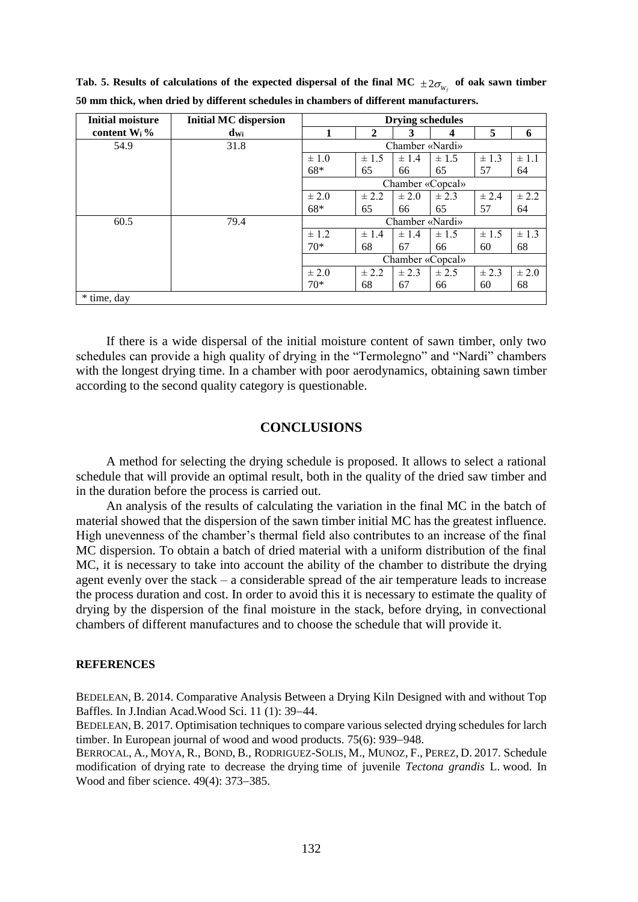**Tab. 5. Results of calculations of the expected dispersal of the final MC $\pm 2\sigma_{W_f}$ of oak sawn timber 50 mm thick, when dried by different schedules in chambers of different manufacturers.**

| Initial moisture content $W_i$ % | Initial MC dispersion $d_{Wi}$ | Drying schedules | | | | | |
|---|---|---|---|---|---|---|---|
| | | 1 | 2 | 3 | 4 | 5 | 6 |
| 54.9 | 31.8 | Chamber «Nardi» | | | | | |
| | | ± 1.0<br>68* | ± 1.5<br>65 | ± 1.4<br>66 | ± 1.5<br>65 | ± 1.3<br>57 | ± 1.1<br>64 |
| | | Chamber «Copcal» | | | | | |
| | | ± 2.0<br>68* | ± 2.2<br>65 | ± 2.0<br>66 | ± 2.3<br>65 | ± 2.4<br>57 | ± 2.2<br>64 |
| 60.5 | 79.4 | Chamber «Nardi» | | | | | |
| | | ± 1.2<br>70* | ± 1.4<br>68 | ± 1.4<br>67 | ± 1.5<br>66 | ± 1.5<br>60 | ± 1.3<br>68 |
| | | Chamber «Copcal» | | | | | |
| | | ± 2.0<br>70* | ± 2.2<br>68 | ± 2.3<br>67 | ± 2.5<br>66 | ± 2.3<br>60 | ± 2.0<br>68 |
| * time, day | | | | | | | |

If there is a wide dispersal of the initial moisture content of sawn timber, only two schedules can provide a high quality of drying in the "Termolegno" and "Nardi" chambers with the longest drying time. In a chamber with poor aerodynamics, obtaining sawn timber according to the second quality category is questionable.

## CONCLUSIONS

A method for selecting the drying schedule is proposed. It allows to select a rational schedule that will provide an optimal result, both in the quality of the dried saw timber and in the duration before the process is carried out.

An analysis of the results of calculating the variation in the final MC in the batch of material showed that the dispersion of the sawn timber initial MC has the greatest influence. High unevenness of the chamber's thermal field also contributes to an increase of the final MC dispersion. To obtain a batch of dried material with a uniform distribution of the final MC, it is necessary to take into account the ability of the chamber to distribute the drying agent evenly over the stack – a considerable spread of the air temperature leads to increase the process duration and cost. In order to avoid this it is necessary to estimate the quality of drying by the dispersion of the final moisture in the stack, before drying, in convectional chambers of different manufactures and to choose the schedule that will provide it.

### REFERENCES

BEDELEAN, B. 2014. Comparative Analysis Between a Drying Kiln Designed with and without Top Baffles. In J.Indian Acad.Wood Sci. 11 (1): 39–44.

BEDELEAN, B. 2017. Optimisation techniques to compare various selected drying schedules for larch timber. In European journal of wood and wood products. 75(6): 939–948.

BERROCAL, A., MOYA, R., BOND, B., RODRIGUEZ-SOLIS, M., MUNOZ, F., PEREZ, D. 2017. Schedule modification of drying rate to decrease the drying time of juvenile *Tectona grandis* L. wood. In Wood and fiber science. 49(4): 373–385.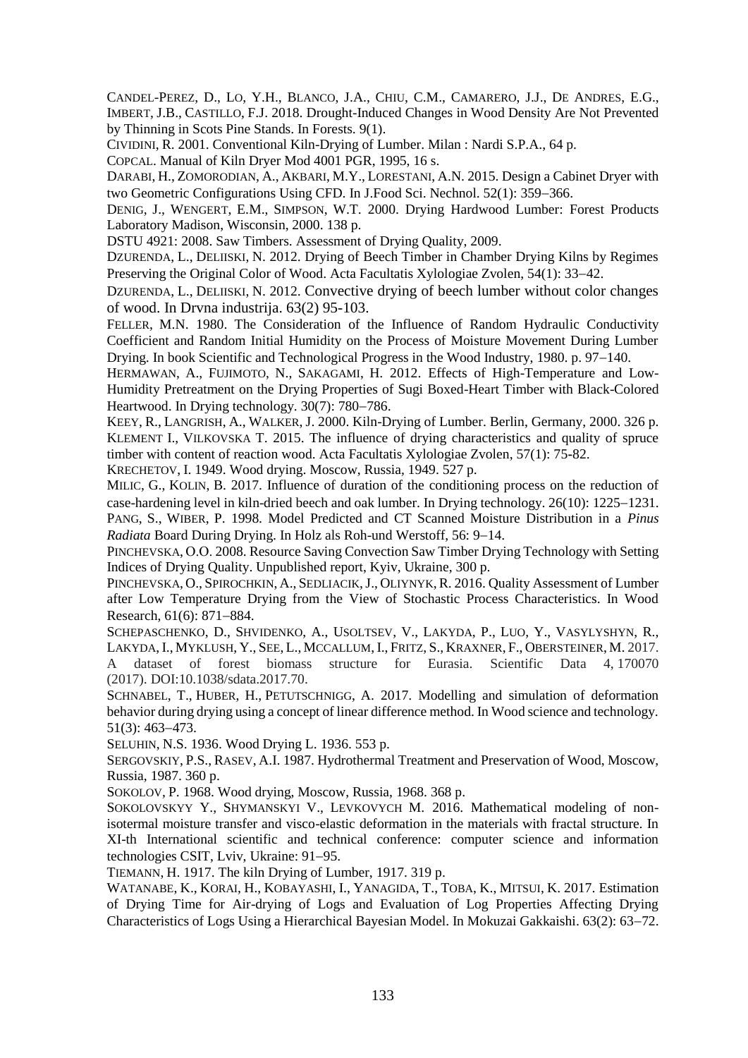CANDEL-PEREZ, D., LO, Y.H., BLANCO, J.A., CHIU, C.M., CAMARERO, J.J., DE ANDRES, E.G., IMBERT, J.B., CASTILLO, F.J. 2018. Drought-Induced Changes in Wood Density Are Not Prevented by Thinning in Scots Pine Stands. In Forests. 9(1).

CIVIDINI, R. 2001. Conventional Kiln-Drying of Lumber. Milan : Nardi S.P.A., 64 p.

COPCAL. Manual of Kiln Dryer Mod 4001 PGR, 1995, 16 s.

DARABI, H., ZOMORODIAN, A., AKBARI, M.Y., LORESTANI, A.N. 2015. Design a Cabinet Dryer with two Geometric Configurations Using CFD. In J.Food Sci. Nechnol. 52(1): 359–366.

DENIG, J., WENGERT, E.M., SIMPSON, W.T. 2000. Drying Hardwood Lumber: Forest Products Laboratory Madison, Wisconsin, 2000. 138 p.

DSTU 4921: 2008. Saw Timbers. Assessment of Drying Quality, 2009.

DZURENDA, L., DELIISKI, N. 2012. Drying of Beech Timber in Chamber Drying Kilns by Regimes Preserving the Original Color of Wood. Acta Facultatis Xylologiae Zvolen, 54(1): 33–42.

DZURENDA, L., DELIISKI, N. 2012. Convective drying of beech lumber without color changes of wood. In Drvna industrija. 63(2) 95-103.

FELLER, M.N. 1980. The Consideration of the Influence of Random Hydraulic Conductivity Coefficient and Random Initial Humidity on the Process of Moisture Movement During Lumber Drying. In book Scientific and Technological Progress in the Wood Industry, 1980. p. 97–140.

HERMAWAN, A., FUJIMOTO, N., SAKAGAMI, H. 2012. Effects of High-Temperature and Low-Humidity Pretreatment on the Drying Properties of Sugi Boxed-Heart Timber with Black-Colored Heartwood. In Drying technology. 30(7): 780–786.

KEEY, R., LANGRISH, A., WALKER, J. 2000. Kiln-Drying of Lumber. Berlin, Germany, 2000. 326 p.

KLEMENT I., VILKOVSKA T. 2015. The influence of drying characteristics and quality of spruce timber with content of reaction wood. Acta Facultatis Xylologiae Zvolen, 57(1): 75-82.

KRECHETOV, I. 1949. Wood drying. Moscow, Russia, 1949. 527 p.

MILIC, G., KOLIN, B. 2017. Influence of duration of the conditioning process on the reduction of case-hardening level in kiln-dried beech and oak lumber. In Drying technology. 26(10): 1225–1231.

PANG, S., WIBER, P. 1998. Model Predicted and CT Scanned Moisture Distribution in a *Pinus Radiata* Board During Drying. In Holz als Roh-und Werstoff, 56: 9–14.

PINCHEVSKA, O.O. 2008. Resource Saving Convection Saw Timber Drying Technology with Setting Indices of Drying Quality. Unpublished report, Kyiv, Ukraine, 300 p.

PINCHEVSKA, O., SPIROCHKIN, A., SEDLIACIK, J., OLIYNYK, R. 2016. Quality Assessment of Lumber after Low Temperature Drying from the View of Stochastic Process Characteristics. In Wood Research, 61(6): 871–884.

SCHEPASCHENKO, D., SHVIDENKO, A., USOLTSEV, V., LAKYDA, P., LUO, Y., VASYLYSHYN, R., LAKYDA, I., MYKLUSH, Y., SEE, L., MCCALLUM, I., FRITZ, S., KRAXNER, F., OBERSTEINER, M. 2017. A dataset of forest biomass structure for Eurasia. Scientific Data 4, 170070 (2017). DOI:10.1038/sdata.2017.70.

SCHNABEL, T., HUBER, H., PETUTSCHNIGG, A. 2017. Modelling and simulation of deformation behavior during drying using a concept of linear difference method. In Wood science and technology. 51(3): 463–473.

SELUHIN, N.S. 1936. Wood Drying L. 1936. 553 p.

SERGOVSKIY, P.S., RASEV, A.I. 1987. Hydrothermal Treatment and Preservation of Wood, Moscow, Russia, 1987. 360 p.

SOKOLOV, P. 1968. Wood drying, Moscow, Russia, 1968. 368 p.

SOKOLOVSKYY Y., SHYMANSKYI V., LEVKOVYCH M. 2016. Mathematical modeling of non-isotermal moisture transfer and visco-elastic deformation in the materials with fractal structure. In XI-th International scientific and technical conference: computer science and information technologies CSIT, Lviv, Ukraine: 91–95.

TIEMANN, H. 1917. The kiln Drying of Lumber, 1917. 319 p.

WATANABE, K., KORAI, H., KOBAYASHI, I., YANAGIDA, T., TOBA, K., MITSUI, K. 2017. Estimation of Drying Time for Air-drying of Logs and Evaluation of Log Properties Affecting Drying Characteristics of Logs Using a Hierarchical Bayesian Model. In Mokuzai Gakkaishi. 63(2): 63–72.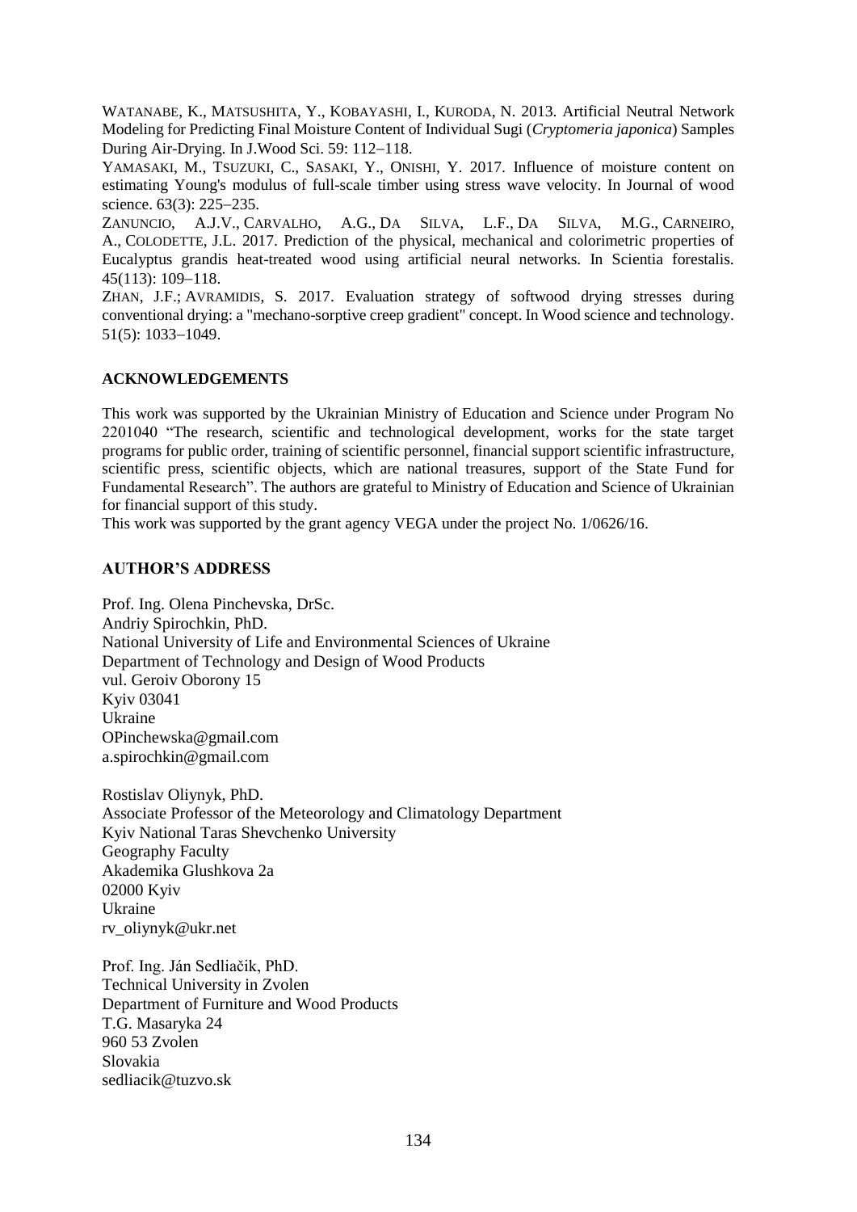WATANABE, K., MATSUSHITA, Y., KOBAYASHI, I., KURODA, N. 2013. Artificial Neutral Network Modeling for Predicting Final Moisture Content of Individual Sugi (*Cryptomeria japonica*) Samples During Air-Drying. In J.Wood Sci. 59: 112–118.

YAMASAKI, M., TSUZUKI, C., SASAKI, Y., ONISHI, Y. 2017. Influence of moisture content on estimating Young's modulus of full-scale timber using stress wave velocity. In Journal of wood science. 63(3): 225–235.

ZANUNCIO, A.J.V., CARVALHO, A.G., DA SILVA, L.F., DA SILVA, M.G., CARNEIRO, A., COLODETTE, J.L. 2017. Prediction of the physical, mechanical and colorimetric properties of Eucalyptus grandis heat-treated wood using artificial neural networks. In Scientia forestalis. 45(113): 109–118.

ZHAN, J.F.; AVRAMIDIS, S. 2017. Evaluation strategy of softwood drying stresses during conventional drying: a "mechano-sorptive creep gradient" concept. In Wood science and technology. 51(5): 1033–1049.

## ACKNOWLEDGEMENTS

This work was supported by the Ukrainian Ministry of Education and Science under Program No 2201040 "The research, scientific and technological development, works for the state target programs for public order, training of scientific personnel, financial support scientific infrastructure, scientific press, scientific objects, which are national treasures, support of the State Fund for Fundamental Research". The authors are grateful to Ministry of Education and Science of Ukrainian for financial support of this study.

This work was supported by the grant agency VEGA under the project No. 1/0626/16.

## AUTHOR'S ADDRESS

Prof. Ing. Olena Pinchevska, DrSc.
Andriy Spirochkin, PhD.
National University of Life and Environmental Sciences of Ukraine
Department of Technology and Design of Wood Products
vul. Geroiv Oborony 15
Kyiv 03041
Ukraine
OPinchewska@gmail.com
a.spirochkin@gmail.com

Rostislav Oliynyk, PhD.
Associate Professor of the Meteorology and Climatology Department
Kyiv National Taras Shevchenko University
Geography Faculty
Akademika Glushkova 2a
02000 Kyiv
Ukraine
rv_oliynyk@ukr.net

Prof. Ing. Ján Sedliačik, PhD.
Technical University in Zvolen
Department of Furniture and Wood Products
T.G. Masaryka 24
960 53 Zvolen
Slovakia
sedliacik@tuzvo.sk